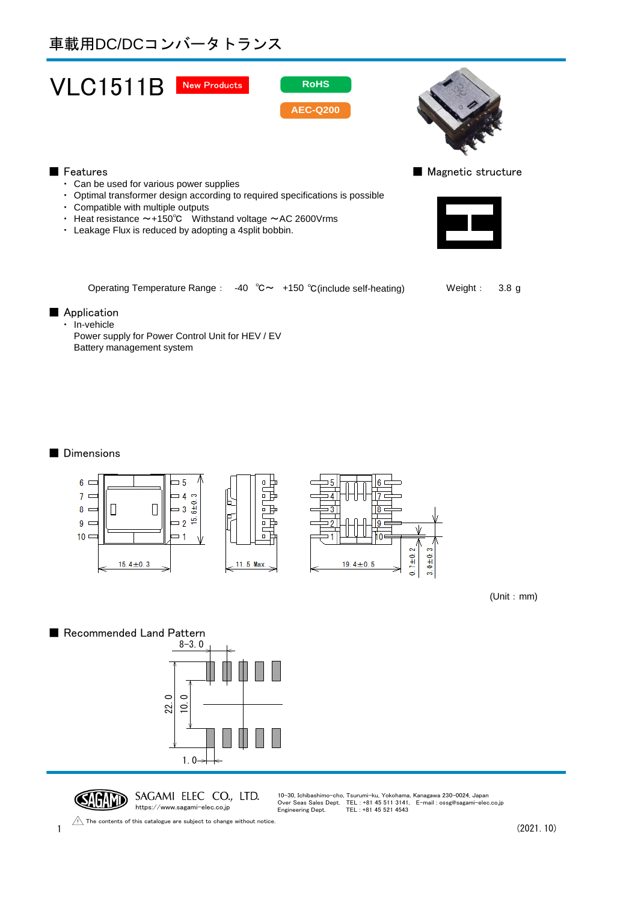# 車載用DC/DCコンバータ トランス

## VLC1511B

New Products

RoHS

AEC-Q200

### ■ Features

- Can be used for various power supplies
- Optimal transformer design according to required specifications is possible
- Compatible with multiple outputs
- Heat resistance ～+150℃　Withstand voltage ～AC 2600Vrms
- Leakage Flux is reduced by adopting a 4split bobbin.

### ■ Magnetic structure

Operating Temperature Range：　-40 ℃～ +150 ℃(include self-heating)

Weight：　3.8 g

### ■ Application

- In-vehicle

  Power supply for Power Control Unit for HEV / EV

  Battery management system

### ■ Dimensions

15.4±0.3

15.6±0.3

11.5 Max.

19.4±0.5

0.7±0.2

3.0±0.3

(Unit：mm)

### ■ Recommended Land Pattern

8-3.0

22.0

10.0

1.0

SAGAMI ELEC CO., LTD.
https://www.sagami-elec.co.jp

10-30, Ichibashimo-cho, Tsurumi-ku, Yokohama, Kanagawa 230-0024, Japan
Over Seas Sales Dept.　TEL：+81 45 511 3141,　E-mail：ossg@sagami-elec.co.jp
Engineering Dept.　TEL：+81 45 521 4543

⚠ The contents of this catalogue are subject to change without notice.

(2021.10)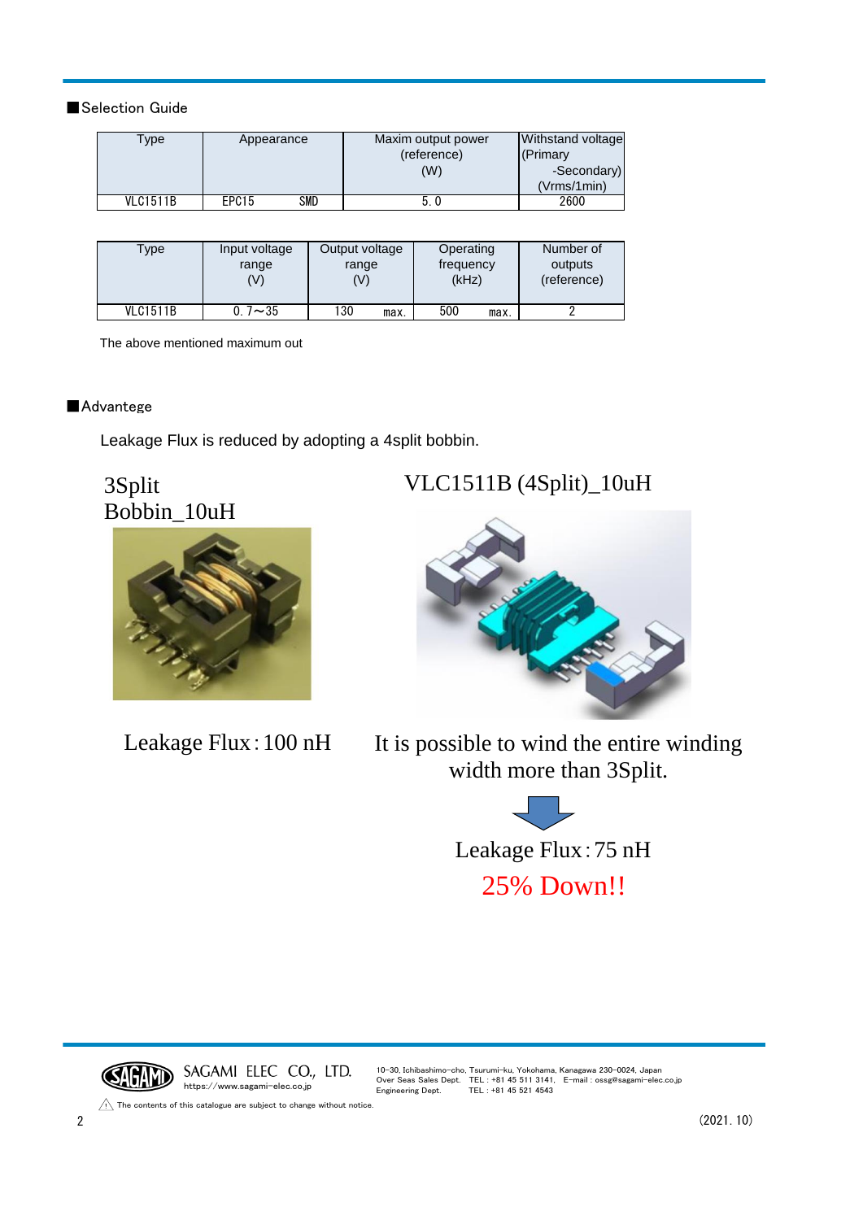## ■Selection Guide

| Type | Appearance | | Maxim output power (reference) (W) | Withstand voltage (Primary -Secondary) (Vrms/1min) |
|---|---|---|---|---|
| VLC1511B | EPC15 | SMD | 5.0 | 2600 |

| Type | Input voltage range (V) | Output voltage range (V) | | Operating frequency (kHz) | | Number of outputs (reference) |
|---|---|---|---|---|---|---|
| VLC1511B | 0.7～35 | 130 | max. | 500 | max. | 2 |

The above mentioned maximum out

## ■Advantege

Leakage Flux is reduced by adopting a 4split bobbin.

3Split Bobbin_10uH

Leakage Flux : 100 nH

VLC1511B (4Split)_10uH

It is possible to wind the entire winding width more than 3Split.

Leakage Flux : 75 nH

25% Down!!

SAGAMI ELEC CO., LTD.
https://www.sagami-elec.co.jp

10-30, Ichibashimo-cho, Tsurumi-ku, Yokohama, Kanagawa 230-0024, Japan
Over Seas Sales Dept. TEL : +81 45 511 3141, E-mail : ossg@sagami-elec.co.jp
Engineering Dept. TEL : +81 45 521 4543

The contents of this catalogue are subject to change without notice.

(2021. 10)